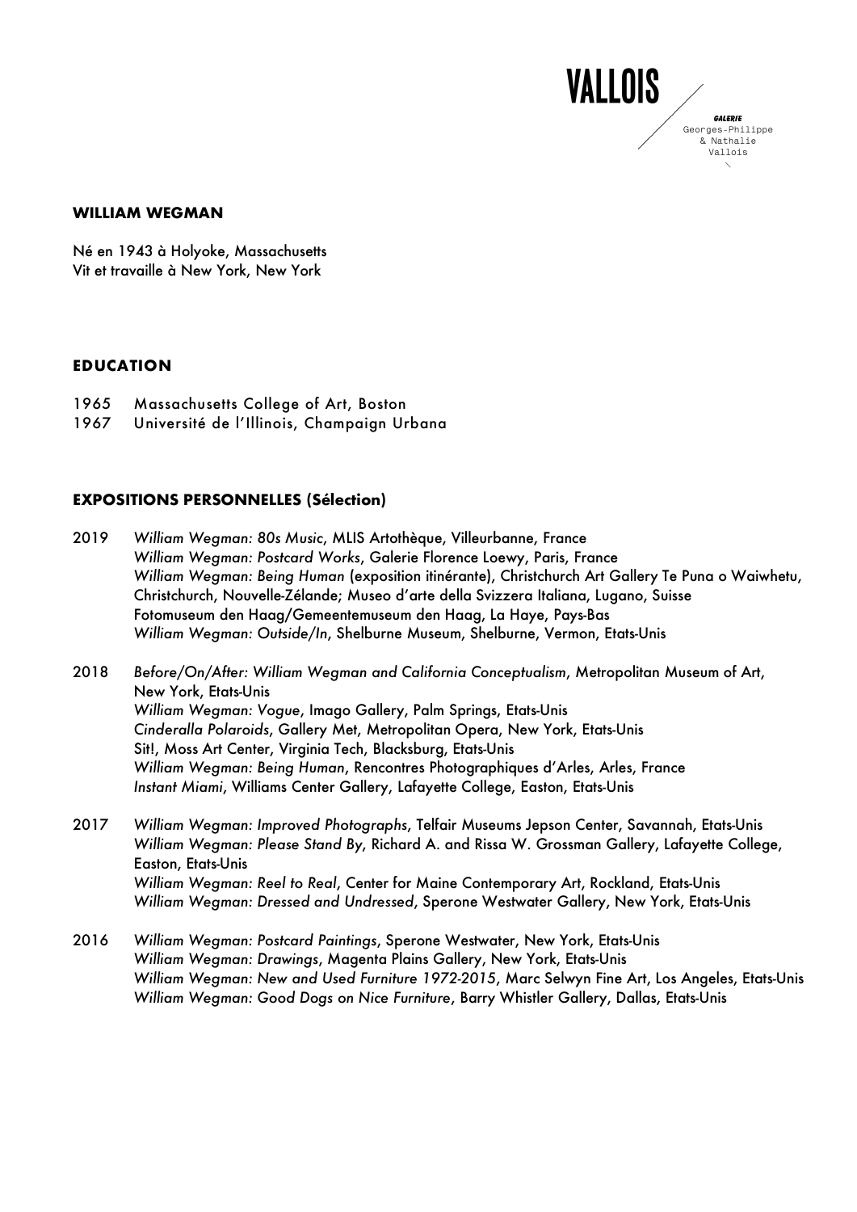# WILLIAM WEGMAN

Né en 1943 à Holyoke, Massachusetts
Vit et travaille à New York, New York

## EDUCATION

1965 Massachusetts College of Art, Boston
1967 Université de l'Illinois, Champaign Urbana

## EXPOSITIONS PERSONNELLES (Sélection)

2019 *William Wegman: 80s Music*, MLIS Artothèque, Villeurbanne, France
*William Wegman: Postcard Works*, Galerie Florence Loewy, Paris, France
*William Wegman: Being Human* (exposition itinérante), Christchurch Art Gallery Te Puna o Waiwhetu, Christchurch, Nouvelle-Zélande; Museo d'arte della Svizzera Italiana, Lugano, Suisse
Fotomuseum den Haag/Gemeentemuseum den Haag, La Haye, Pays-Bas
*William Wegman: Outside/In*, Shelburne Museum, Shelburne, Vermon, Etats-Unis

2018 *Before/On/After: William Wegman and California Conceptualism*, Metropolitan Museum of Art, New York, Etats-Unis
*William Wegman: Vogue*, Imago Gallery, Palm Springs, Etats-Unis
*Cinderalla Polaroids*, Gallery Met, Metropolitan Opera, New York, Etats-Unis
Sit!, Moss Art Center, Virginia Tech, Blacksburg, Etats-Unis
*William Wegman: Being Human*, Rencontres Photographiques d'Arles, Arles, France
*Instant Miami*, Williams Center Gallery, Lafayette College, Easton, Etats-Unis

2017 *William Wegman: Improved Photographs*, Telfair Museums Jepson Center, Savannah, Etats-Unis
*William Wegman: Please Stand By*, Richard A. and Rissa W. Grossman Gallery, Lafayette College, Easton, Etats-Unis
*William Wegman: Reel to Real*, Center for Maine Contemporary Art, Rockland, Etats-Unis
*William Wegman: Dressed and Undressed*, Sperone Westwater Gallery, New York, Etats-Unis

2016 *William Wegman: Postcard Paintings*, Sperone Westwater, New York, Etats-Unis
*William Wegman: Drawings*, Magenta Plains Gallery, New York, Etats-Unis
*William Wegman: New and Used Furniture 1972-2015*, Marc Selwyn Fine Art, Los Angeles, Etats-Unis
*William Wegman: Good Dogs on Nice Furniture*, Barry Whistler Gallery, Dallas, Etats-Unis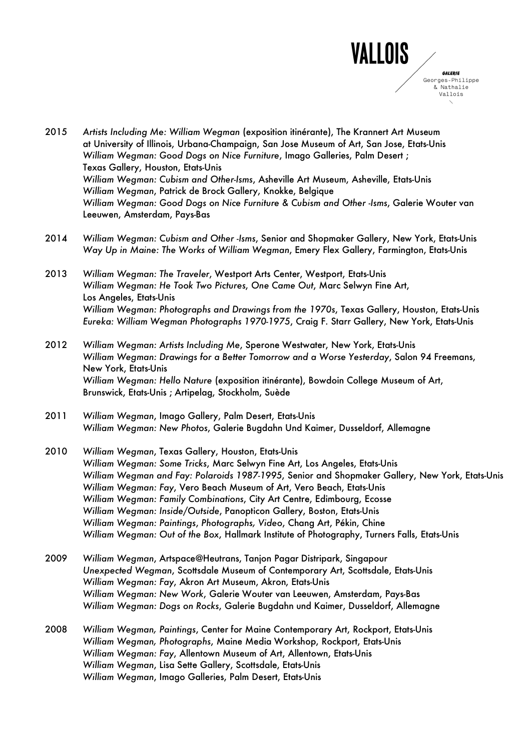2015 *Artists Including Me: William Wegman* (exposition itinérante), The Krannert Art Museum at University of Illinois, Urbana-Champaign, San Jose Museum of Art, San Jose, Etats-Unis
*William Wegman: Good Dogs on Nice Furniture*, Imago Galleries, Palm Desert ; Texas Gallery, Houston, Etats-Unis
*William Wegman: Cubism and Other-Isms*, Asheville Art Museum, Asheville, Etats-Unis
*William Wegman*, Patrick de Brock Gallery, Knokke, Belgique
*William Wegman: Good Dogs on Nice Furniture & Cubism and Other -Isms*, Galerie Wouter van Leeuwen, Amsterdam, Pays-Bas

2014 *William Wegman: Cubism and Other -Isms*, Senior and Shopmaker Gallery, New York, Etats-Unis
*Way Up in Maine: The Works of William Wegman*, Emery Flex Gallery, Farmington, Etats-Unis

2013 *William Wegman: The Traveler*, Westport Arts Center, Westport, Etats-Unis
*William Wegman: He Took Two Pictures, One Came Out*, Marc Selwyn Fine Art, Los Angeles, Etats-Unis
*William Wegman: Photographs and Drawings from the 1970s*, Texas Gallery, Houston, Etats-Unis
*Eureka: William Wegman Photographs 1970-1975*, Craig F. Starr Gallery, New York, Etats-Unis

2012 *William Wegman: Artists Including Me*, Sperone Westwater, New York, Etats-Unis
*William Wegman: Drawings for a Better Tomorrow and a Worse Yesterday*, Salon 94 Freemans, New York, Etats-Unis
*William Wegman: Hello Nature* (exposition itinérante), Bowdoin College Museum of Art, Brunswick, Etats-Unis ; Artipelag, Stockholm, Suède

2011 *William Wegman*, Imago Gallery, Palm Desert, Etats-Unis
*William Wegman: New Photos*, Galerie Bugdahn Und Kaimer, Dusseldorf, Allemagne

2010 *William Wegman*, Texas Gallery, Houston, Etats-Unis
*William Wegman: Some Tricks*, Marc Selwyn Fine Art, Los Angeles, Etats-Unis
*William Wegman and Fay: Polaroids 1987-1995*, Senior and Shopmaker Gallery, New York, Etats-Unis
*William Wegman: Fay*, Vero Beach Museum of Art, Vero Beach, Etats-Unis
*William Wegman: Family Combinations*, City Art Centre, Edimbourg, Ecosse
*William Wegman: Inside/Outside*, Panopticon Gallery, Boston, Etats-Unis
*William Wegman: Paintings, Photographs, Video*, Chang Art, Pékin, Chine
*William Wegman: Out of the Box*, Hallmark Institute of Photography, Turners Falls, Etats-Unis

2009 *William Wegman*, Artspace@Heutrans, Tanjon Pagar Distripark, Singapour
*Unexpected Wegman*, Scottsdale Museum of Contemporary Art, Scottsdale, Etats-Unis
*William Wegman: Fay*, Akron Art Museum, Akron, Etats-Unis
*William Wegman: New Work*, Galerie Wouter van Leeuwen, Amsterdam, Pays-Bas
*William Wegman: Dogs on Rocks*, Galerie Bugdahn und Kaimer, Dusseldorf, Allemagne

2008 *William Wegman, Paintings*, Center for Maine Contemporary Art, Rockport, Etats-Unis
*William Wegman, Photographs*, Maine Media Workshop, Rockport, Etats-Unis
*William Wegman: Fay*, Allentown Museum of Art, Allentown, Etats-Unis
*William Wegman*, Lisa Sette Gallery, Scottsdale, Etats-Unis
*William Wegman*, Imago Galleries, Palm Desert, Etats-Unis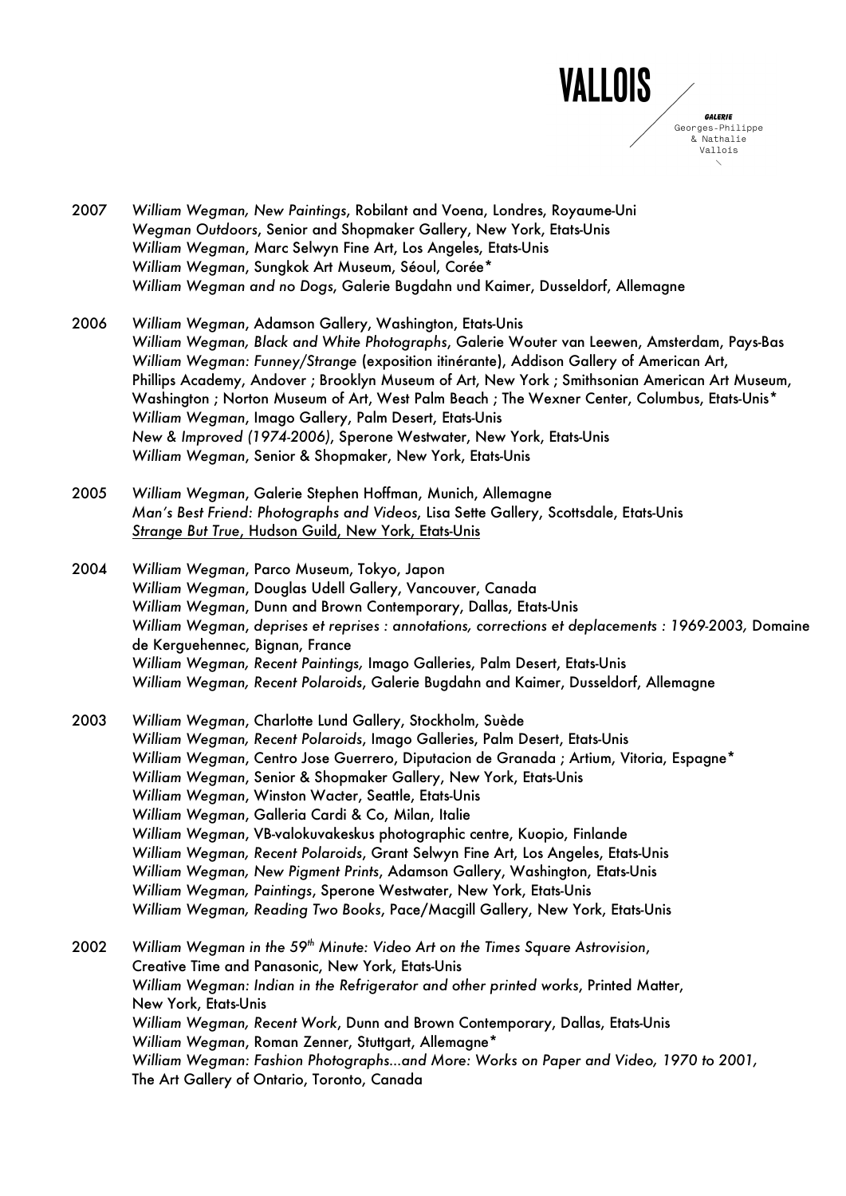2007 *William Wegman, New Paintings*, Robilant and Voena, Londres, Royaume-Uni
*Wegman Outdoors*, Senior and Shopmaker Gallery, New York, Etats-Unis
*William Wegman*, Marc Selwyn Fine Art, Los Angeles, Etats-Unis
*William Wegman*, Sungkok Art Museum, Séoul, Corée*
*William Wegman and no Dogs*, Galerie Bugdahn und Kaimer, Dusseldorf, Allemagne

2006 *William Wegman*, Adamson Gallery, Washington, Etats-Unis
*William Wegman, Black and White Photographs*, Galerie Wouter van Leewen, Amsterdam, Pays-Bas
*William Wegman: Funney/Strange* (exposition itinérante), Addison Gallery of American Art, Phillips Academy, Andover ; Brooklyn Museum of Art, New York ; Smithsonian American Art Museum, Washington ; Norton Museum of Art, West Palm Beach ; The Wexner Center, Columbus, Etats-Unis*
*William Wegman*, Imago Gallery, Palm Desert, Etats-Unis
*New & Improved (1974-2006)*, Sperone Westwater, New York, Etats-Unis
*William Wegman*, Senior & Shopmaker, New York, Etats-Unis

2005 *William Wegman*, Galerie Stephen Hoffman, Munich, Allemagne
*Man's Best Friend: Photographs and Videos*, Lisa Sette Gallery, Scottsdale, Etats-Unis
<u>*Strange But True*, Hudson Guild, New York, Etats-Unis</u>

2004 *William Wegman*, Parco Museum, Tokyo, Japon
*William Wegman*, Douglas Udell Gallery, Vancouver, Canada
*William Wegman*, Dunn and Brown Contemporary, Dallas, Etats-Unis
*William Wegman, deprises et reprises : annotations, corrections et deplacements : 1969-2003*, Domaine de Kerguehennec, Bignan, France
*William Wegman, Recent Paintings,* Imago Galleries, Palm Desert, Etats-Unis
*William Wegman, Recent Polaroids*, Galerie Bugdahn and Kaimer, Dusseldorf, Allemagne

2003 *William Wegman*, Charlotte Lund Gallery, Stockholm, Suède
*William Wegman, Recent Polaroids*, Imago Galleries, Palm Desert, Etats-Unis
*William Wegman*, Centro Jose Guerrero, Diputacion de Granada ; Artium, Vitoria, Espagne*
*William Wegman*, Senior & Shopmaker Gallery, New York, Etats-Unis
*William Wegman*, Winston Wacter, Seattle, Etats-Unis
*William Wegman*, Galleria Cardi & Co, Milan, Italie
*William Wegman*, VB-valokuvakeskus photographic centre, Kuopio, Finlande
*William Wegman, Recent Polaroids*, Grant Selwyn Fine Art, Los Angeles, Etats-Unis
*William Wegman, New Pigment Prints*, Adamson Gallery, Washington, Etats-Unis
*William Wegman, Paintings*, Sperone Westwater, New York, Etats-Unis
*William Wegman, Reading Two Books*, Pace/Macgill Gallery, New York, Etats-Unis

2002 *William Wegman in the 59th Minute: Video Art on the Times Square Astrovision*, Creative Time and Panasonic, New York, Etats-Unis
*William Wegman: Indian in the Refrigerator and other printed works*, Printed Matter, New York, Etats-Unis
*William Wegman, Recent Work*, Dunn and Brown Contemporary, Dallas, Etats-Unis
*William Wegman*, Roman Zenner, Stuttgart, Allemagne*
*William Wegman: Fashion Photographs...and More: Works on Paper and Video, 1970 to 2001,* The Art Gallery of Ontario, Toronto, Canada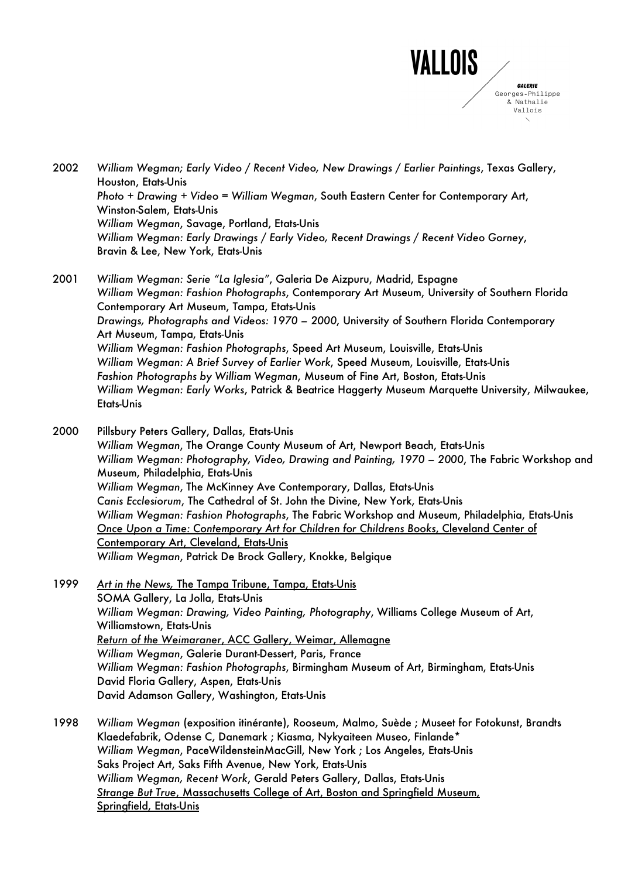2002 *William Wegman; Early Video / Recent Video, New Drawings / Earlier Paintings*, Texas Gallery, Houston, Etats-Unis
*Photo + Drawing + Video = William Wegman*, South Eastern Center for Contemporary Art, Winston-Salem, Etats-Unis
*William Wegman*, Savage, Portland, Etats-Unis
*William Wegman: Early Drawings / Early Video, Recent Drawings / Recent Video Gorney*, Bravin & Lee, New York, Etats-Unis

2001 *William Wegman: Serie "La Iglesia"*, Galeria De Aizpuru, Madrid, Espagne
*William Wegman: Fashion Photographs*, Contemporary Art Museum, University of Southern Florida Contemporary Art Museum, Tampa, Etats-Unis
*Drawings, Photographs and Videos: 1970 – 2000*, University of Southern Florida Contemporary Art Museum, Tampa, Etats-Unis
*William Wegman: Fashion Photographs*, Speed Art Museum, Louisville, Etats-Unis
*William Wegman: A Brief Survey of Earlier Work*, Speed Museum, Louisville, Etats-Unis
*Fashion Photographs by William Wegman*, Museum of Fine Art, Boston, Etats-Unis
*William Wegman: Early Works*, Patrick & Beatrice Haggerty Museum Marquette University, Milwaukee, Etats-Unis

2000 Pillsbury Peters Gallery, Dallas, Etats-Unis
*William Wegman*, The Orange County Museum of Art, Newport Beach, Etats-Unis
*William Wegman: Photography, Video, Drawing and Painting, 1970 – 2000*, The Fabric Workshop and Museum, Philadelphia, Etats-Unis
*William Wegman*, The McKinney Ave Contemporary, Dallas, Etats-Unis
*Canis Ecclesiorum*, The Cathedral of St. John the Divine, New York, Etats-Unis
*William Wegman: Fashion Photographs*, The Fabric Workshop and Museum, Philadelphia, Etats-Unis
<u>*Once Upon a Time: Contemporary Art for Children for Childrens Books*, Cleveland Center of Contemporary Art, Cleveland, Etats-Unis</u>
*William Wegman*, Patrick De Brock Gallery, Knokke, Belgique

1999 <u>*Art in the News*, The Tampa Tribune, Tampa, Etats-Unis</u>
SOMA Gallery, La Jolla, Etats-Unis
*William Wegman: Drawing, Video Painting, Photography*, Williams College Museum of Art, Williamstown, Etats-Unis
<u>*Return of the Weimaraner*, ACC Gallery, Weimar, Allemagne</u>
*William Wegman*, Galerie Durant-Dessert, Paris, France
*William Wegman: Fashion Photographs*, Birmingham Museum of Art, Birmingham, Etats-Unis
David Floria Gallery, Aspen, Etats-Unis
David Adamson Gallery, Washington, Etats-Unis

1998 *William Wegman* (exposition itinérante), Rooseum, Malmo, Suède ; Museet for Fotokunst, Brandts Klaedefabrik, Odense C, Danemark ; Kiasma, Nykyaiteen Museo, Finlande*
*William Wegman*, PaceWildensteinMacGill, New York ; Los Angeles, Etats-Unis
Saks Project Art, Saks Fifth Avenue, New York, Etats-Unis
*William Wegman, Recent Work*, Gerald Peters Gallery, Dallas, Etats-Unis
<u>*Strange But True*, Massachusetts College of Art, Boston and Springfield Museum, Springfield, Etats-Unis</u>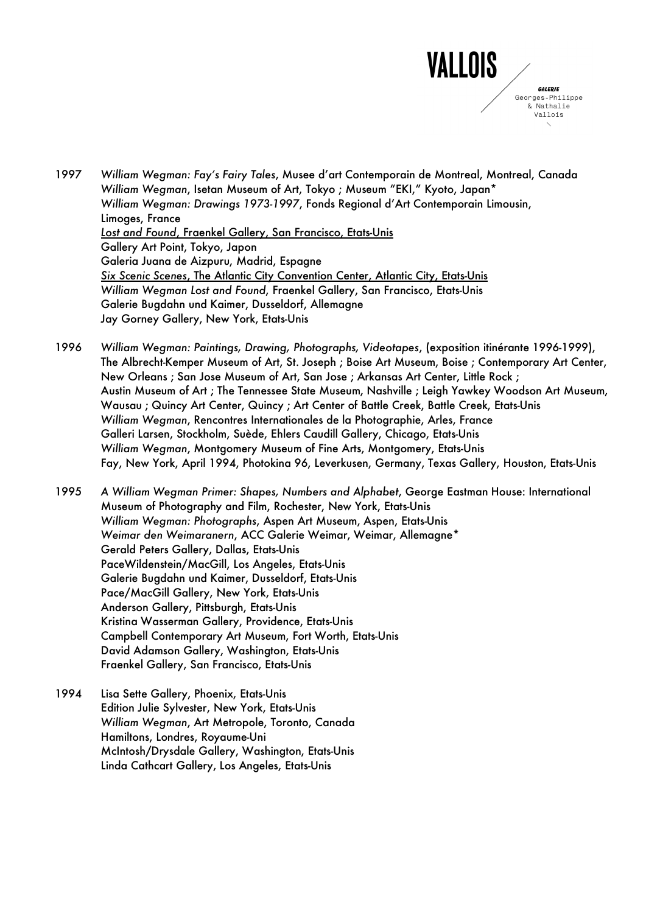1997 *William Wegman: Fay's Fairy Tales*, Musee d'art Contemporain de Montreal, Montreal, Canada
*William Wegman*, Isetan Museum of Art, Tokyo ; Museum "EKI," Kyoto, Japan*
*William Wegman: Drawings 1973-1997*, Fonds Regional d'Art Contemporain Limousin, Limoges, France
<u>*Lost and Found*, Fraenkel Gallery, San Francisco, Etats-Unis</u>
Gallery Art Point, Tokyo, Japon
Galeria Juana de Aizpuru, Madrid, Espagne
<u>*Six Scenic Scenes*, The Atlantic City Convention Center, Atlantic City, Etats-Unis</u>
*William Wegman Lost and Found*, Fraenkel Gallery, San Francisco, Etats-Unis
Galerie Bugdahn und Kaimer, Dusseldorf, Allemagne
Jay Gorney Gallery, New York, Etats-Unis

1996 *William Wegman: Paintings, Drawing, Photographs, Videotapes*, (exposition itinérante 1996-1999), The Albrecht-Kemper Museum of Art, St. Joseph ; Boise Art Museum, Boise ; Contemporary Art Center, New Orleans ; San Jose Museum of Art, San Jose ; Arkansas Art Center, Little Rock ; Austin Museum of Art ; The Tennessee State Museum, Nashville ; Leigh Yawkey Woodson Art Museum, Wausau ; Quincy Art Center, Quincy ; Art Center of Battle Creek, Battle Creek, Etats-Unis
*William Wegman*, Rencontres Internationales de la Photographie, Arles, France
Galleri Larsen, Stockholm, Suède, Ehlers Caudill Gallery, Chicago, Etats-Unis
*William Wegman*, Montgomery Museum of Fine Arts, Montgomery, Etats-Unis
Fay, New York, April 1994, Photokina 96, Leverkusen, Germany, Texas Gallery, Houston, Etats-Unis

1995 *A William Wegman Primer: Shapes, Numbers and Alphabet*, George Eastman House: International Museum of Photography and Film, Rochester, New York, Etats-Unis
*William Wegman: Photographs*, Aspen Art Museum, Aspen, Etats-Unis
*Weimar den Weimaranern*, ACC Galerie Weimar, Weimar, Allemagne*
Gerald Peters Gallery, Dallas, Etats-Unis
PaceWildenstein/MacGill, Los Angeles, Etats-Unis
Galerie Bugdahn und Kaimer, Dusseldorf, Etats-Unis
Pace/MacGill Gallery, New York, Etats-Unis
Anderson Gallery, Pittsburgh, Etats-Unis
Kristina Wasserman Gallery, Providence, Etats-Unis
Campbell Contemporary Art Museum, Fort Worth, Etats-Unis
David Adamson Gallery, Washington, Etats-Unis
Fraenkel Gallery, San Francisco, Etats-Unis

1994 Lisa Sette Gallery, Phoenix, Etats-Unis
Edition Julie Sylvester, New York, Etats-Unis
*William Wegman*, Art Metropole, Toronto, Canada
Hamiltons, Londres, Royaume-Uni
McIntosh/Drysdale Gallery, Washington, Etats-Unis
Linda Cathcart Gallery, Los Angeles, Etats-Unis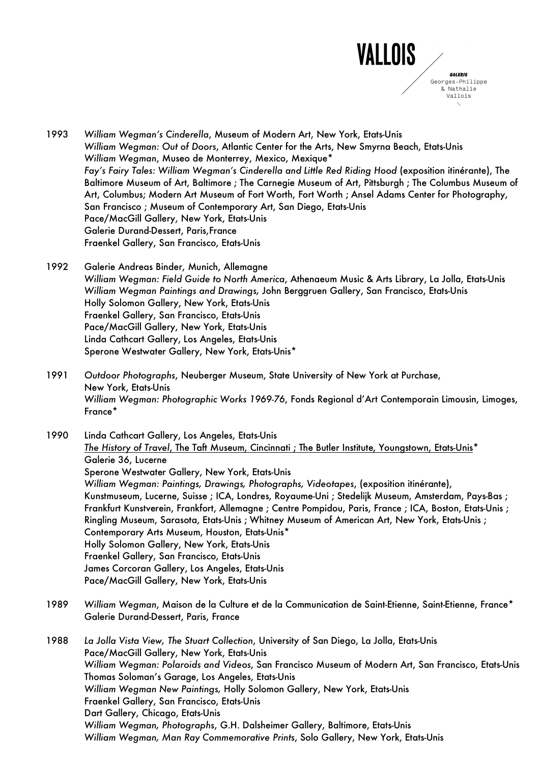1993 *William Wegman's Cinderella*, Museum of Modern Art, New York, Etats-Unis
*William Wegman: Out of Doors*, Atlantic Center for the Arts, New Smyrna Beach, Etats-Unis
*William Wegman*, Museo de Monterrey, Mexico, Mexique*
*Fay's Fairy Tales: William Wegman's Cinderella and Little Red Riding Hood* (exposition itinérante), The Baltimore Museum of Art, Baltimore ; The Carnegie Museum of Art, Pittsburgh ; The Columbus Museum of Art, Columbus; Modern Art Museum of Fort Worth, Fort Worth ; Ansel Adams Center for Photography, San Francisco ; Museum of Contemporary Art, San Diego, Etats-Unis
Pace/MacGill Gallery, New York, Etats-Unis
Galerie Durand-Dessert, Paris,France
Fraenkel Gallery, San Francisco, Etats-Unis

1992 Galerie Andreas Binder, Munich, Allemagne
*William Wegman: Field Guide to North America*, Athenaeum Music & Arts Library, La Jolla, Etats-Unis
*William Wegman Paintings and Drawings,* John Berggruen Gallery, San Francisco, Etats-Unis
Holly Solomon Gallery, New York, Etats-Unis
Fraenkel Gallery, San Francisco, Etats-Unis
Pace/MacGill Gallery, New York, Etats-Unis
Linda Cathcart Gallery, Los Angeles, Etats-Unis
Sperone Westwater Gallery, New York, Etats-Unis*

1991 *Outdoor Photographs*, Neuberger Museum, State University of New York at Purchase, New York, Etats-Unis
*William Wegman: Photographic Works 1969-76*, Fonds Regional d'Art Contemporain Limousin, Limoges, France*

1990 Linda Cathcart Gallery, Los Angeles, Etats-Unis
*The History of Travel*, The Taft Museum, Cincinnati ; The Butler Institute, Youngstown, Etats-Unis*
Galerie 36, Lucerne
Sperone Westwater Gallery, New York, Etats-Unis
*William Wegman: Paintings, Drawings, Photographs, Videotapes*, (exposition itinérante), Kunstmuseum, Lucerne, Suisse ; ICA, Londres, Royaume-Uni ; Stedelijk Museum, Amsterdam, Pays-Bas ; Frankfurt Kunstverein, Frankfort, Allemagne ; Centre Pompidou, Paris, France ; ICA, Boston, Etats-Unis ; Ringling Museum, Sarasota, Etats-Unis ; Whitney Museum of American Art, New York, Etats-Unis ; Contemporary Arts Museum, Houston, Etats-Unis*
Holly Solomon Gallery, New York, Etats-Unis
Fraenkel Gallery, San Francisco, Etats-Unis
James Corcoran Gallery, Los Angeles, Etats-Unis
Pace/MacGill Gallery, New York, Etats-Unis

1989 *William Wegman*, Maison de la Culture et de la Communication de Saint-Etienne, Saint-Etienne, France*
Galerie Durand-Dessert, Paris, France

1988 *La Jolla Vista View, The Stuart Collection*, University of San Diego, La Jolla, Etats-Unis
Pace/MacGill Gallery, New York, Etats-Unis
*William Wegman: Polaroids and Videos*, San Francisco Museum of Modern Art, San Francisco, Etats-Unis
Thomas Soloman's Garage, Los Angeles, Etats-Unis
*William Wegman New Paintings,* Holly Solomon Gallery, New York, Etats-Unis
Fraenkel Gallery, San Francisco, Etats-Unis
Dart Gallery, Chicago, Etats-Unis
*William Wegman, Photographs*, G.H. Dalsheimer Gallery, Baltimore, Etats-Unis
*William Wegman, Man Ray Commemorative Prints*, Solo Gallery, New York, Etats-Unis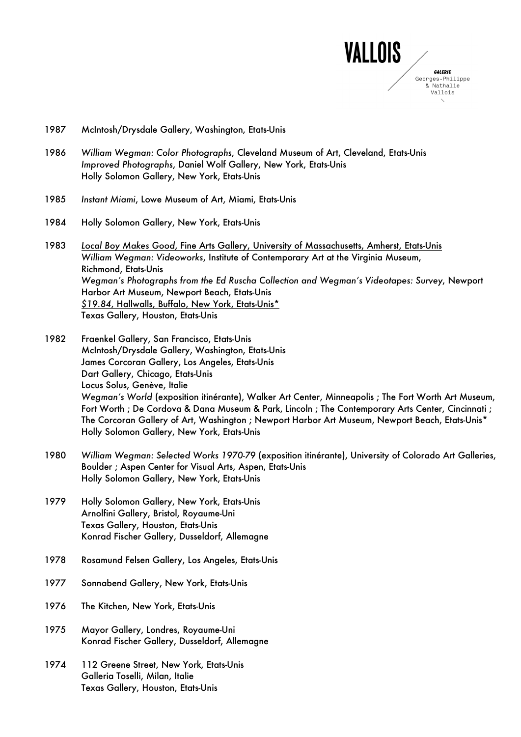1987 McIntosh/Drysdale Gallery, Washington, Etats-Unis

1986 *William Wegman: Color Photographs*, Cleveland Museum of Art, Cleveland, Etats-Unis
*Improved Photographs*, Daniel Wolf Gallery, New York, Etats-Unis
Holly Solomon Gallery, New York, Etats-Unis

1985 *Instant Miami*, Lowe Museum of Art, Miami, Etats-Unis

1984 Holly Solomon Gallery, New York, Etats-Unis

1983 <u>*Local Boy Makes Good*, Fine Arts Gallery, University of Massachusetts, Amherst, Etats-Unis</u>
*William Wegman: Videoworks*, Institute of Contemporary Art at the Virginia Museum, Richmond, Etats-Unis
*Wegman's Photographs from the Ed Ruscha Collection and Wegman's Videotapes: Survey*, Newport Harbor Art Museum, Newport Beach, Etats-Unis
<u>*$19.84*, Hallwalls, Buffalo, New York, Etats-Unis*</u>
Texas Gallery, Houston, Etats-Unis

1982 Fraenkel Gallery, San Francisco, Etats-Unis
McIntosh/Drysdale Gallery, Washington, Etats-Unis
James Corcoran Gallery, Los Angeles, Etats-Unis
Dart Gallery, Chicago, Etats-Unis
Locus Solus, Genève, Italie
*Wegman's World* (exposition itinérante), Walker Art Center, Minneapolis ; The Fort Worth Art Museum, Fort Worth ; De Cordova & Dana Museum & Park, Lincoln ; The Contemporary Arts Center, Cincinnati ; The Corcoran Gallery of Art, Washington ; Newport Harbor Art Museum, Newport Beach, Etats-Unis*
Holly Solomon Gallery, New York, Etats-Unis

1980 *William Wegman: Selected Works 1970-79* (exposition itinérante), University of Colorado Art Galleries, Boulder ; Aspen Center for Visual Arts, Aspen, Etats-Unis
Holly Solomon Gallery, New York, Etats-Unis

1979 Holly Solomon Gallery, New York, Etats-Unis
Arnolfini Gallery, Bristol, Royaume-Uni
Texas Gallery, Houston, Etats-Unis
Konrad Fischer Gallery, Dusseldorf, Allemagne

1978 Rosamund Felsen Gallery, Los Angeles, Etats-Unis

1977 Sonnabend Gallery, New York, Etats-Unis

1976 The Kitchen, New York, Etats-Unis

1975 Mayor Gallery, Londres, Royaume-Uni
Konrad Fischer Gallery, Dusseldorf, Allemagne

1974 112 Greene Street, New York, Etats-Unis
Galleria Toselli, Milan, Italie
Texas Gallery, Houston, Etats-Unis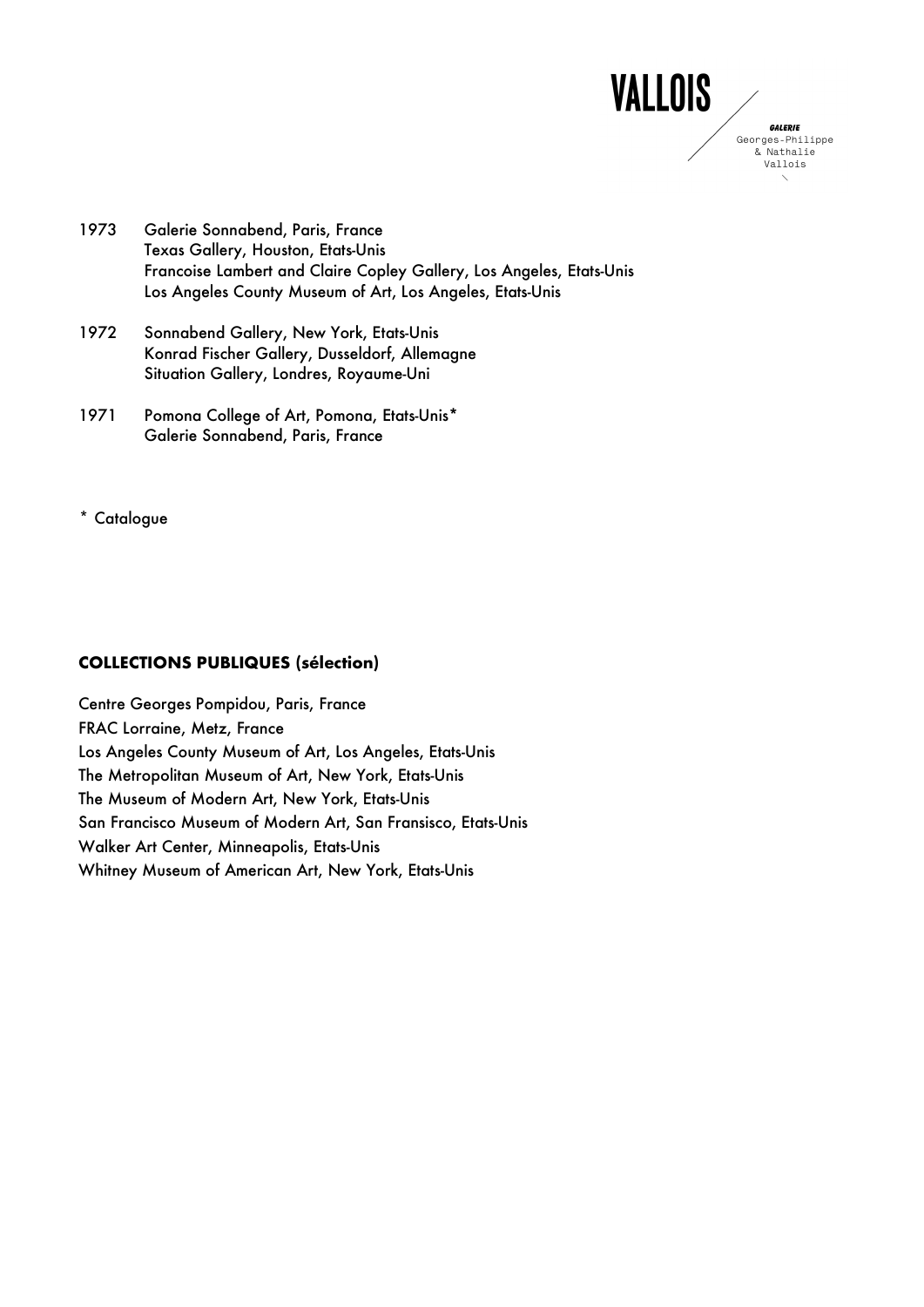1973 Galerie Sonnabend, Paris, France
Texas Gallery, Houston, Etats-Unis
Francoise Lambert and Claire Copley Gallery, Los Angeles, Etats-Unis
Los Angeles County Museum of Art, Los Angeles, Etats-Unis

1972 Sonnabend Gallery, New York, Etats-Unis
Konrad Fischer Gallery, Dusseldorf, Allemagne
Situation Gallery, Londres, Royaume-Uni

1971 Pomona College of Art, Pomona, Etats-Unis*
Galerie Sonnabend, Paris, France

* Catalogue

## COLLECTIONS PUBLIQUES (sélection)

Centre Georges Pompidou, Paris, France
FRAC Lorraine, Metz, France
Los Angeles County Museum of Art, Los Angeles, Etats-Unis
The Metropolitan Museum of Art, New York, Etats-Unis
The Museum of Modern Art, New York, Etats-Unis
San Francisco Museum of Modern Art, San Fransisco, Etats-Unis
Walker Art Center, Minneapolis, Etats-Unis
Whitney Museum of American Art, New York, Etats-Unis